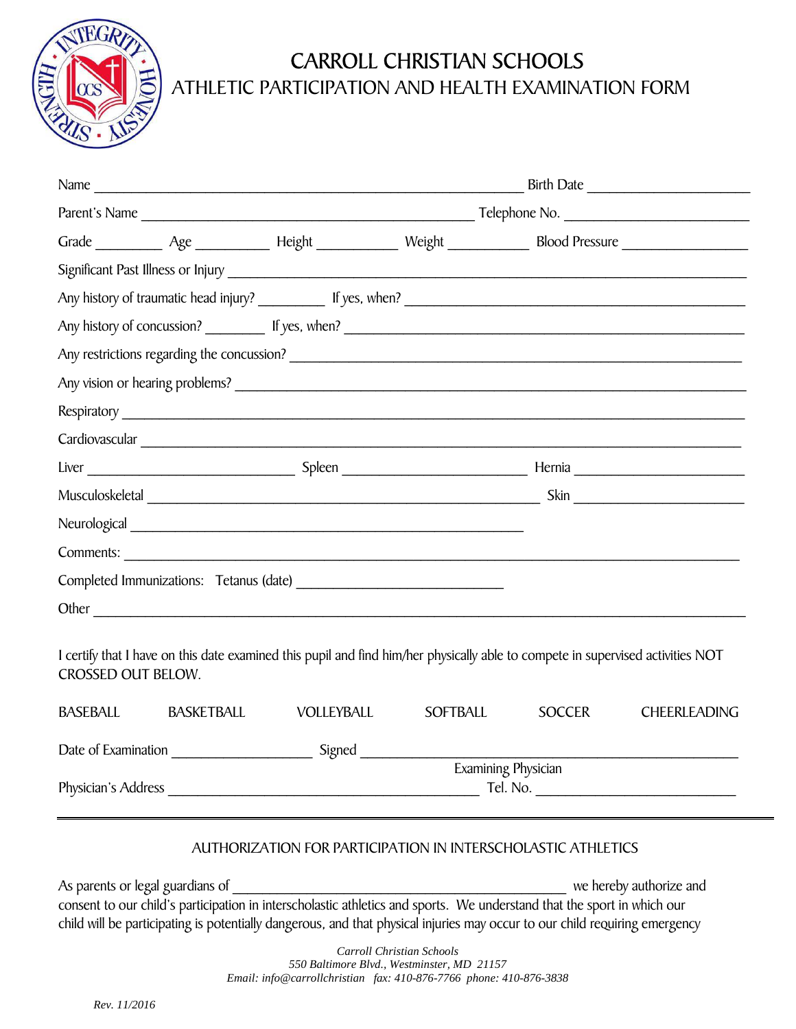# CARROLL CHRISTIAN SCHOOLS

## ATHLETIC PARTICIPATION AND HEALTH EXAMINATION FORM

Name ______________________________________________ Birth Date __________________

Parent's Name ____________________________________ Telephone No. ____________________

Grade ________ Age _________ Height _________ Weight _________ Blood Pressure ______________

Significant Past Illness or Injury ____________________________________________________

Any history of traumatic head injury? ________ If yes, when? ___________________________________

Any history of concussion? _______ If yes, when? ____________________________________________

Any restrictions regarding the concussion? __________________________________________________

Any vision or hearing problems? ______________________________________________________

Respiratory ______________________________________________________________________

Cardiovascular ___________________________________________________________________

Liver _______________________ Spleen ____________________ Hernia ____________________

Musculoskeletal ___________________________________________ Skin ____________________

Neurological ____________________________________________

Comments: ______________________________________________________________________

Completed Immunizations: Tetanus (date) ________________________

Other __________________________________________________________________________

I certify that I have on this date examined this pupil and find him/her physically able to compete in supervised activities NOT CROSSED OUT BELOW.

BASEBALL   BASKETBALL   VOLLEYBALL   SOFTBALL   SOCCER   CHEERLEADING

Date of Examination _______________ Signed ____________________________________

Examining Physician

Physician's Address ___________________________________ Tel. No. ______________________

---

### AUTHORIZATION FOR PARTICIPATION IN INTERSCHOLASTIC ATHLETICS

As parents or legal guardians of ______________________________________ we hereby authorize and consent to our child's participation in interscholastic athletics and sports. We understand that the sport in which our child will be participating is potentially dangerous, and that physical injuries may occur to our child requiring emergency

*Carroll Christian Schools*
*550 Baltimore Blvd., Westminster, MD 21157*
*Email: info@carrollchristian fax: 410-876-7766 phone: 410-876-3838*

*Rev. 11/2016*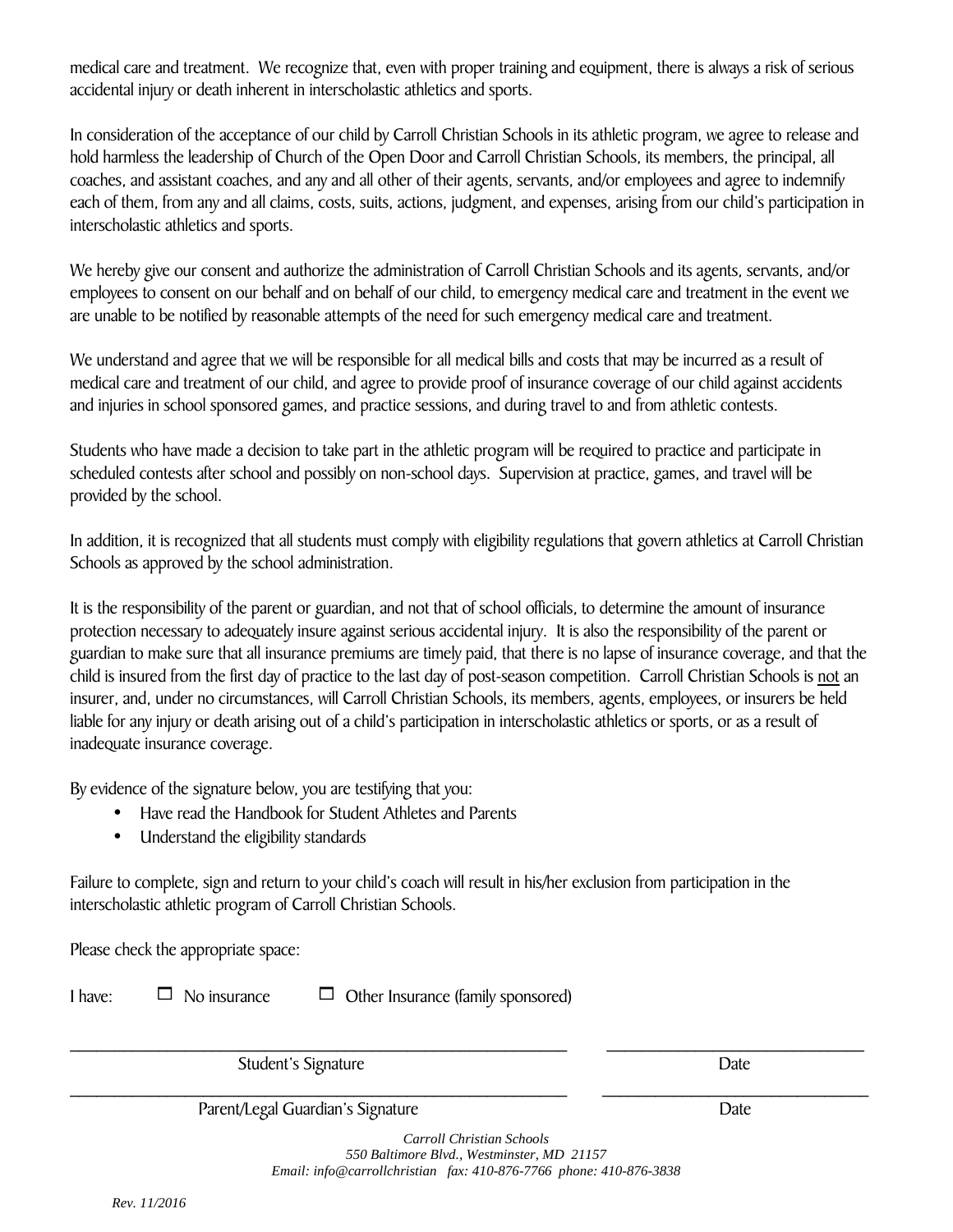medical care and treatment. We recognize that, even with proper training and equipment, there is always a risk of serious accidental injury or death inherent in interscholastic athletics and sports.

In consideration of the acceptance of our child by Carroll Christian Schools in its athletic program, we agree to release and hold harmless the leadership of Church of the Open Door and Carroll Christian Schools, its members, the principal, all coaches, and assistant coaches, and any and all other of their agents, servants, and/or employees and agree to indemnify each of them, from any and all claims, costs, suits, actions, judgment, and expenses, arising from our child's participation in interscholastic athletics and sports.

We hereby give our consent and authorize the administration of Carroll Christian Schools and its agents, servants, and/or employees to consent on our behalf and on behalf of our child, to emergency medical care and treatment in the event we are unable to be notified by reasonable attempts of the need for such emergency medical care and treatment.

We understand and agree that we will be responsible for all medical bills and costs that may be incurred as a result of medical care and treatment of our child, and agree to provide proof of insurance coverage of our child against accidents and injuries in school sponsored games, and practice sessions, and during travel to and from athletic contests.

Students who have made a decision to take part in the athletic program will be required to practice and participate in scheduled contests after school and possibly on non-school days. Supervision at practice, games, and travel will be provided by the school.

In addition, it is recognized that all students must comply with eligibility regulations that govern athletics at Carroll Christian Schools as approved by the school administration.

It is the responsibility of the parent or guardian, and not that of school officials, to determine the amount of insurance protection necessary to adequately insure against serious accidental injury. It is also the responsibility of the parent or guardian to make sure that all insurance premiums are timely paid, that there is no lapse of insurance coverage, and that the child is insured from the first day of practice to the last day of post-season competition. Carroll Christian Schools is <u>not</u> an insurer, and, under no circumstances, will Carroll Christian Schools, its members, agents, employees, or insurers be held liable for any injury or death arising out of a child's participation in interscholastic athletics or sports, or as a result of inadequate insurance coverage.

By evidence of the signature below, you are testifying that you:

- Have read the Handbook for Student Athletes and Parents
- Understand the eligibility standards

Failure to complete, sign and return to your child's coach will result in his/her exclusion from participation in the interscholastic athletic program of Carroll Christian Schools.

Please check the appropriate space:

I have: ☐ No insurance ☐ Other Insurance (family sponsored)

\_\_\_\_\_\_\_\_\_\_\_\_\_\_\_\_\_\_\_\_\_\_\_\_\_\_\_\_\_\_\_\_\_\_\_\_\_\_\_\_ \_\_\_\_\_\_\_\_\_\_\_\_\_\_\_\_\_\_\_\_

Student's Signature Date

\_\_\_\_\_\_\_\_\_\_\_\_\_\_\_\_\_\_\_\_\_\_\_\_\_\_\_\_\_\_\_\_\_\_\_\_\_\_\_\_ \_\_\_\_\_\_\_\_\_\_\_\_\_\_\_\_\_\_\_\_

Parent/Legal Guardian's Signature Date

*Carroll Christian Schools*
*550 Baltimore Blvd., Westminster, MD 21157*
*Email: info@carrollchristian fax: 410-876-7766 phone: 410-876-3838*

*Rev. 11/2016*